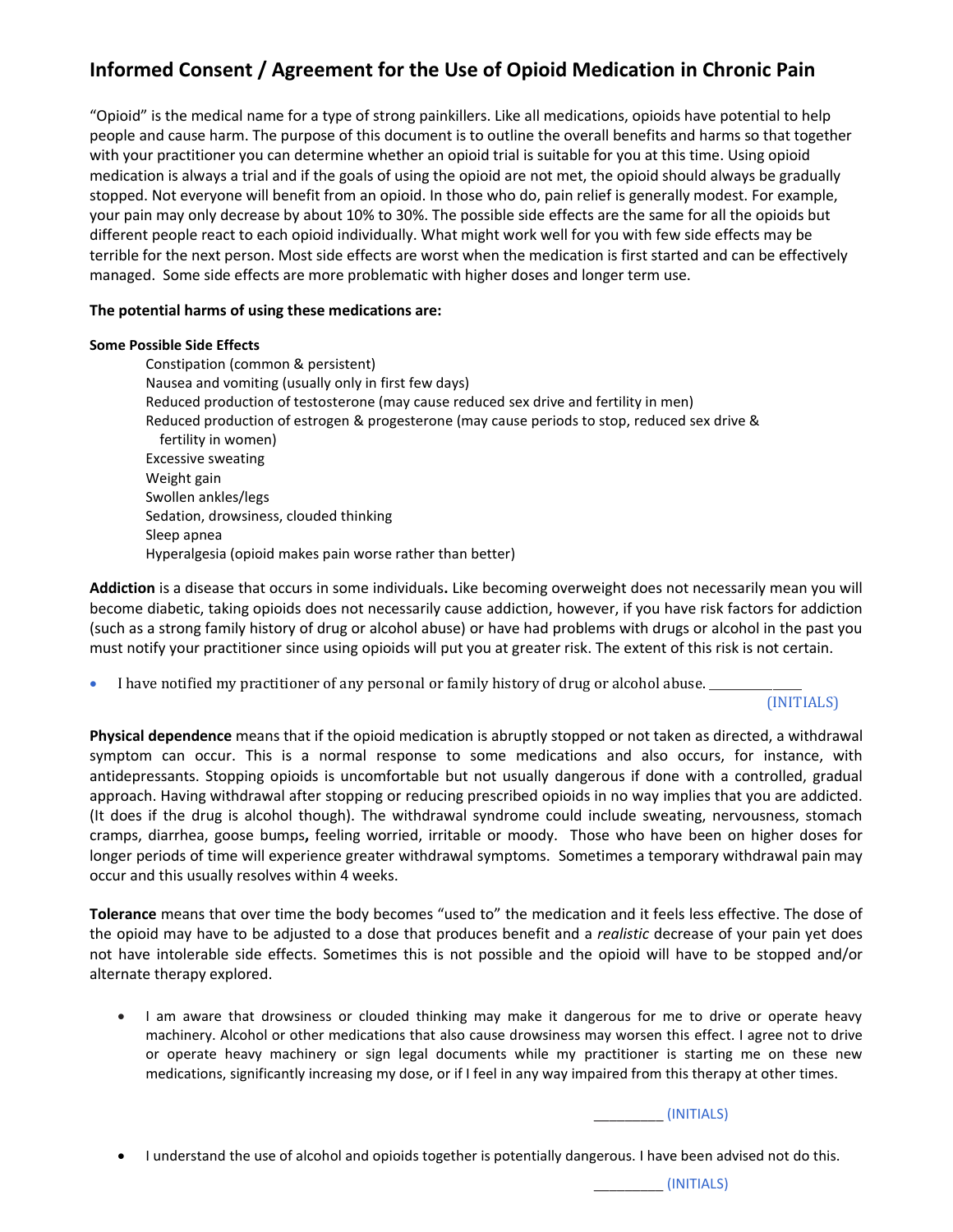# Informed Consent / Agreement for the Use of Opioid Medication in Chronic Pain

"Opioid" is the medical name for a type of strong painkillers. Like all medications, opioids have potential to help people and cause harm. The purpose of this document is to outline the overall benefits and harms so that together with your practitioner you can determine whether an opioid trial is suitable for you at this time. Using opioid medication is always a trial and if the goals of using the opioid are not met, the opioid should always be gradually stopped. Not everyone will benefit from an opioid. In those who do, pain relief is generally modest. For example, your pain may only decrease by about 10% to 30%. The possible side effects are the same for all the opioids but different people react to each opioid individually. What might work well for you with few side effects may be terrible for the next person. Most side effects are worst when the medication is first started and can be effectively managed. Some side effects are more problematic with higher doses and longer term use.

**The potential harms of using these medications are:**

**Some Possible Side Effects**

- Constipation (common & persistent)
- Nausea and vomiting (usually only in first few days)
- Reduced production of testosterone (may cause reduced sex drive and fertility in men)
- Reduced production of estrogen & progesterone (may cause periods to stop, reduced sex drive & fertility in women)
- Excessive sweating
- Weight gain
- Swollen ankles/legs
- Sedation, drowsiness, clouded thinking
- Sleep apnea
- Hyperalgesia (opioid makes pain worse rather than better)

**Addiction** is a disease that occurs in some individuals**.** Like becoming overweight does not necessarily mean you will become diabetic, taking opioids does not necessarily cause addiction, however, if you have risk factors for addiction (such as a strong family history of drug or alcohol abuse) or have had problems with drugs or alcohol in the past you must notify your practitioner since using opioids will put you at greater risk. The extent of this risk is not certain.

- I have notified my practitioner of any personal or family history of drug or alcohol abuse. _____________ (INITIALS)

**Physical dependence** means that if the opioid medication is abruptly stopped or not taken as directed, a withdrawal symptom can occur. This is a normal response to some medications and also occurs, for instance, with antidepressants. Stopping opioids is uncomfortable but not usually dangerous if done with a controlled, gradual approach. Having withdrawal after stopping or reducing prescribed opioids in no way implies that you are addicted. (It does if the drug is alcohol though). The withdrawal syndrome could include sweating, nervousness, stomach cramps, diarrhea, goose bumps**,** feeling worried, irritable or moody. Those who have been on higher doses for longer periods of time will experience greater withdrawal symptoms. Sometimes a temporary withdrawal pain may occur and this usually resolves within 4 weeks.

**Tolerance** means that over time the body becomes "used to" the medication and it feels less effective. The dose of the opioid may have to be adjusted to a dose that produces benefit and a *realistic* decrease of your pain yet does not have intolerable side effects. Sometimes this is not possible and the opioid will have to be stopped and/or alternate therapy explored.

- I am aware that drowsiness or clouded thinking may make it dangerous for me to drive or operate heavy machinery. Alcohol or other medications that also cause drowsiness may worsen this effect. I agree not to drive or operate heavy machinery or sign legal documents while my practitioner is starting me on these new medications, significantly increasing my dose, or if I feel in any way impaired from this therapy at other times.

  _________ (INITIALS)

- I understand the use of alcohol and opioids together is potentially dangerous. I have been advised not do this.

  _________ (INITIALS)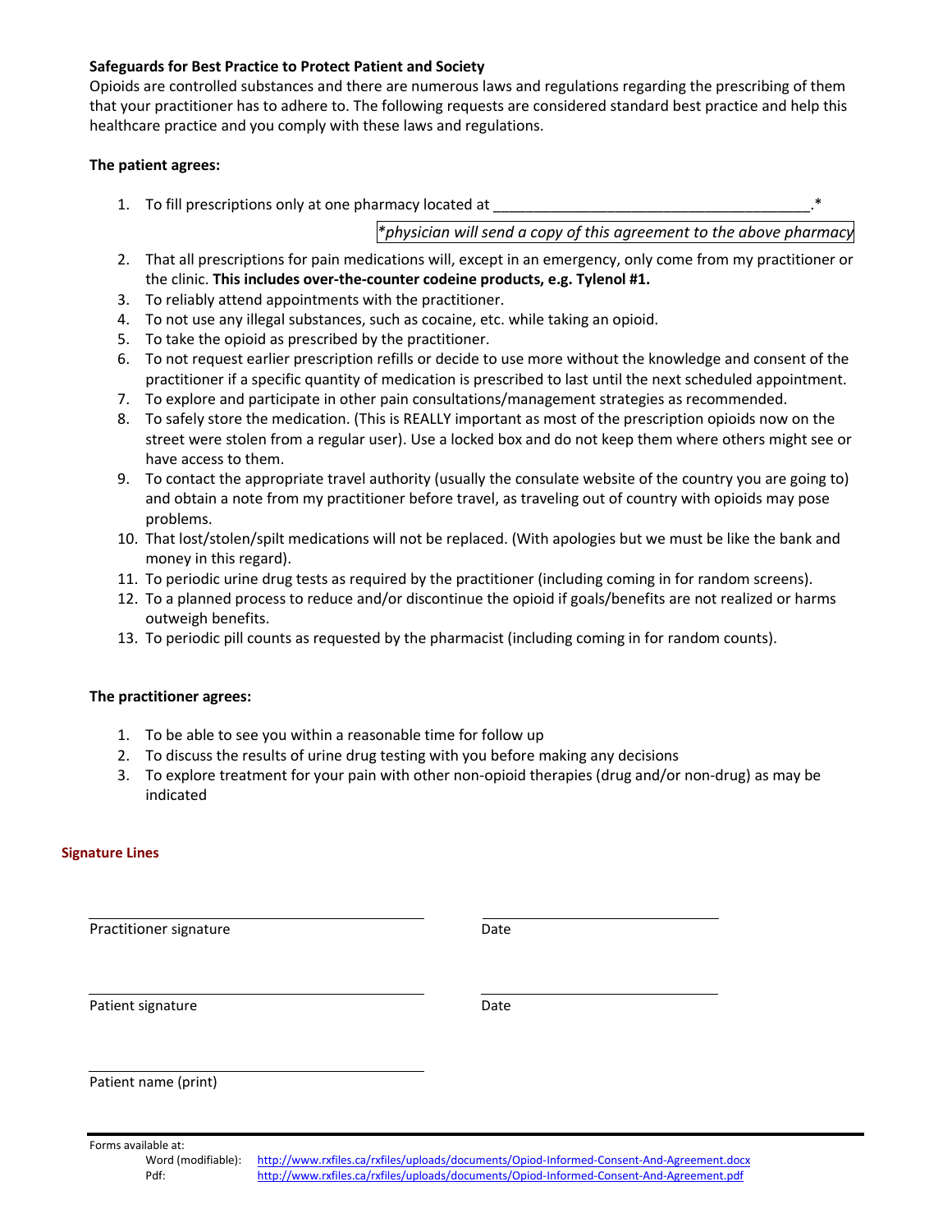**Safeguards for Best Practice to Protect Patient and Society**

Opioids are controlled substances and there are numerous laws and regulations regarding the prescribing of them that your practitioner has to adhere to. The following requests are considered standard best practice and help this healthcare practice and you comply with these laws and regulations.

**The patient agrees:**

1. To fill prescriptions only at one pharmacy located at ______________________________________.*

   *\*physician will send a copy of this agreement to the above pharmacy*

2. That all prescriptions for pain medications will, except in an emergency, only come from my practitioner or the clinic. **This includes over-the-counter codeine products, e.g. Tylenol #1.**
3. To reliably attend appointments with the practitioner.
4. To not use any illegal substances, such as cocaine, etc. while taking an opioid.
5. To take the opioid as prescribed by the practitioner.
6. To not request earlier prescription refills or decide to use more without the knowledge and consent of the practitioner if a specific quantity of medication is prescribed to last until the next scheduled appointment.
7. To explore and participate in other pain consultations/management strategies as recommended.
8. To safely store the medication. (This is REALLY important as most of the prescription opioids now on the street were stolen from a regular user). Use a locked box and do not keep them where others might see or have access to them.
9. To contact the appropriate travel authority (usually the consulate website of the country you are going to) and obtain a note from my practitioner before travel, as traveling out of country with opioids may pose problems.
10. That lost/stolen/spilt medications will not be replaced. (With apologies but we must be like the bank and money in this regard).
11. To periodic urine drug tests as required by the practitioner (including coming in for random screens).
12. To a planned process to reduce and/or discontinue the opioid if goals/benefits are not realized or harms outweigh benefits.
13. To periodic pill counts as requested by the pharmacist (including coming in for random counts).

**The practitioner agrees:**

1. To be able to see you within a reasonable time for follow up
2. To discuss the results of urine drug testing with you before making any decisions
3. To explore treatment for your pain with other non-opioid therapies (drug and/or non-drug) as may be indicated

**Signature Lines**

______________________________ ______________________

Practitioner signature Date

______________________________ ______________________

Patient signature Date

______________________________

Patient name (print)

Forms available at:

Word (modifiable): http://www.rxfiles.ca/rxfiles/uploads/documents/Opiod-Informed-Consent-And-Agreement.docx

Pdf: http://www.rxfiles.ca/rxfiles/uploads/documents/Opiod-Informed-Consent-And-Agreement.pdf